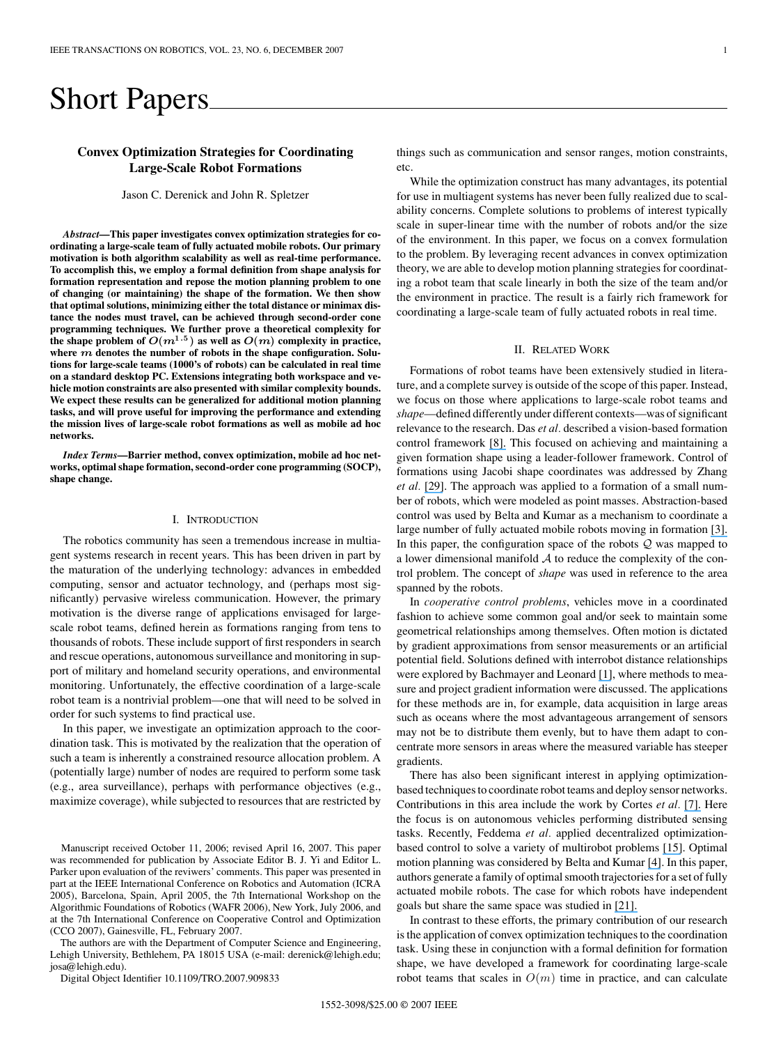# Short Papers

## Convex Optimization Strategies for Coordinating Large-Scale Robot Formations

Jason C. Derenick and John R. Spletzer

***Abstract*—This paper investigates convex optimization strategies for coordinating a large-scale team of fully actuated mobile robots. Our primary motivation is both algorithm scalability as well as real-time performance. To accomplish this, we employ a formal definition from shape analysis for formation representation and repose the motion planning problem to one of changing (or maintaining) the shape of the formation. We then show that optimal solutions, minimizing either the total distance or minimax distance the nodes must travel, can be achieved through second-order cone programming techniques. We further prove a theoretical complexity for the shape problem of $O(m^{1.5})$ as well as $O(m)$ complexity in practice, where $m$ denotes the number of robots in the shape configuration. Solutions for large-scale teams (1000's of robots) can be calculated in real time on a standard desktop PC. Extensions integrating both workspace and vehicle motion constraints are also presented with similar complexity bounds. We expect these results can be generalized for additional motion planning tasks, and will prove useful for improving the performance and extending the mission lives of large-scale robot formations as well as mobile ad hoc networks.**

***Index Terms*—Barrier method, convex optimization, mobile ad hoc networks, optimal shape formation, second-order cone programming (SOCP), shape change.**

### I. Introduction

The robotics community has seen a tremendous increase in multiagent systems research in recent years. This has been driven in part by the maturation of the underlying technology: advances in embedded computing, sensor and actuator technology, and (perhaps most significantly) pervasive wireless communication. However, the primary motivation is the diverse range of applications envisaged for large-scale robot teams, defined herein as formations ranging from tens to thousands of robots. These include support of first responders in search and rescue operations, autonomous surveillance and monitoring in support of military and homeland security operations, and environmental monitoring. Unfortunately, the effective coordination of a large-scale robot team is a nontrivial problem—one that will need to be solved in order for such systems to find practical use.

In this paper, we investigate an optimization approach to the coordination task. This is motivated by the realization that the operation of such a team is inherently a constrained resource allocation problem. A (potentially large) number of nodes are required to perform some task (e.g., area surveillance), perhaps with performance objectives (e.g., maximize coverage), while subjected to resources that are restricted by things such as communication and sensor ranges, motion constraints, etc.

While the optimization construct has many advantages, its potential for use in multiagent systems has never been fully realized due to scalability concerns. Complete solutions to problems of interest typically scale in super-linear time with the number of robots and/or the size of the environment. In this paper, we focus on a convex formulation to the problem. By leveraging recent advances in convex optimization theory, we are able to develop motion planning strategies for coordinating a robot team that scale linearly in both the size of the team and/or the environment in practice. The result is a fairly rich framework for coordinating a large-scale team of fully actuated robots in real time.

### II. Related Work

Formations of robot teams have been extensively studied in literature, and a complete survey is outside of the scope of this paper. Instead, we focus on those where applications to large-scale robot teams and *shape*—defined differently under different contexts—was of significant relevance to the research. Das *et al.* described a vision-based formation control framework [8]. This focused on achieving and maintaining a given formation shape using a leader-follower framework. Control of formations using Jacobi shape coordinates was addressed by Zhang *et al.* [29]. The approach was applied to a formation of a small number of robots, which were modeled as point masses. Abstraction-based control was used by Belta and Kumar as a mechanism to coordinate a large number of fully actuated mobile robots moving in formation [3]. In this paper, the configuration space of the robots $\mathcal{Q}$ was mapped to a lower dimensional manifold $\mathcal{A}$ to reduce the complexity of the control problem. The concept of *shape* was used in reference to the area spanned by the robots.

In *cooperative control problems*, vehicles move in a coordinated fashion to achieve some common goal and/or seek to maintain some geometrical relationships among themselves. Often motion is dictated by gradient approximations from sensor measurements or an artificial potential field. Solutions defined with interrobot distance relationships were explored by Bachmayer and Leonard [1], where methods to measure and project gradient information were discussed. The applications for these methods are in, for example, data acquisition in large areas such as oceans where the most advantageous arrangement of sensors may not be to distribute them evenly, but to have them adapt to concentrate more sensors in areas where the measured variable has steeper gradients.

There has also been significant interest in applying optimization-based techniques to coordinate robot teams and deploy sensor networks. Contributions in this area include the work by Cortes *et al.* [7]. Here the focus is on autonomous vehicles performing distributed sensing tasks. Recently, Feddema *et al.* applied decentralized optimization-based control to solve a variety of multirobot problems [15]. Optimal motion planning was considered by Belta and Kumar [4]. In this paper, authors generate a family of optimal smooth trajectories for a set of fully actuated mobile robots. The case for which robots have independent goals but share the same space was studied in [21].

In contrast to these efforts, the primary contribution of our research is the application of convex optimization techniques to the coordination task. Using these in conjunction with a formal definition for formation shape, we have developed a framework for coordinating large-scale robot teams that scales in $O(m)$ time in practice, and can calculate

---

Manuscript received October 11, 2006; revised April 16, 2007. This paper was recommended for publication by Associate Editor B. J. Yi and Editor L. Parker upon evaluation of the reviewers' comments. This paper was presented in part at the IEEE International Conference on Robotics and Automation (ICRA 2005), Barcelona, Spain, April 2005, the 7th International Workshop on the Algorithmic Foundations of Robotics (WAFR 2006), New York, July 2006, and at the 7th International Conference on Cooperative Control and Optimization (CCO 2007), Gainesville, FL, February 2007.

The authors are with the Department of Computer Science and Engineering, Lehigh University, Bethlehem, PA 18015 USA (e-mail: derenick@lehigh.edu; josa@lehigh.edu).

Digital Object Identifier 10.1109/TRO.2007.909833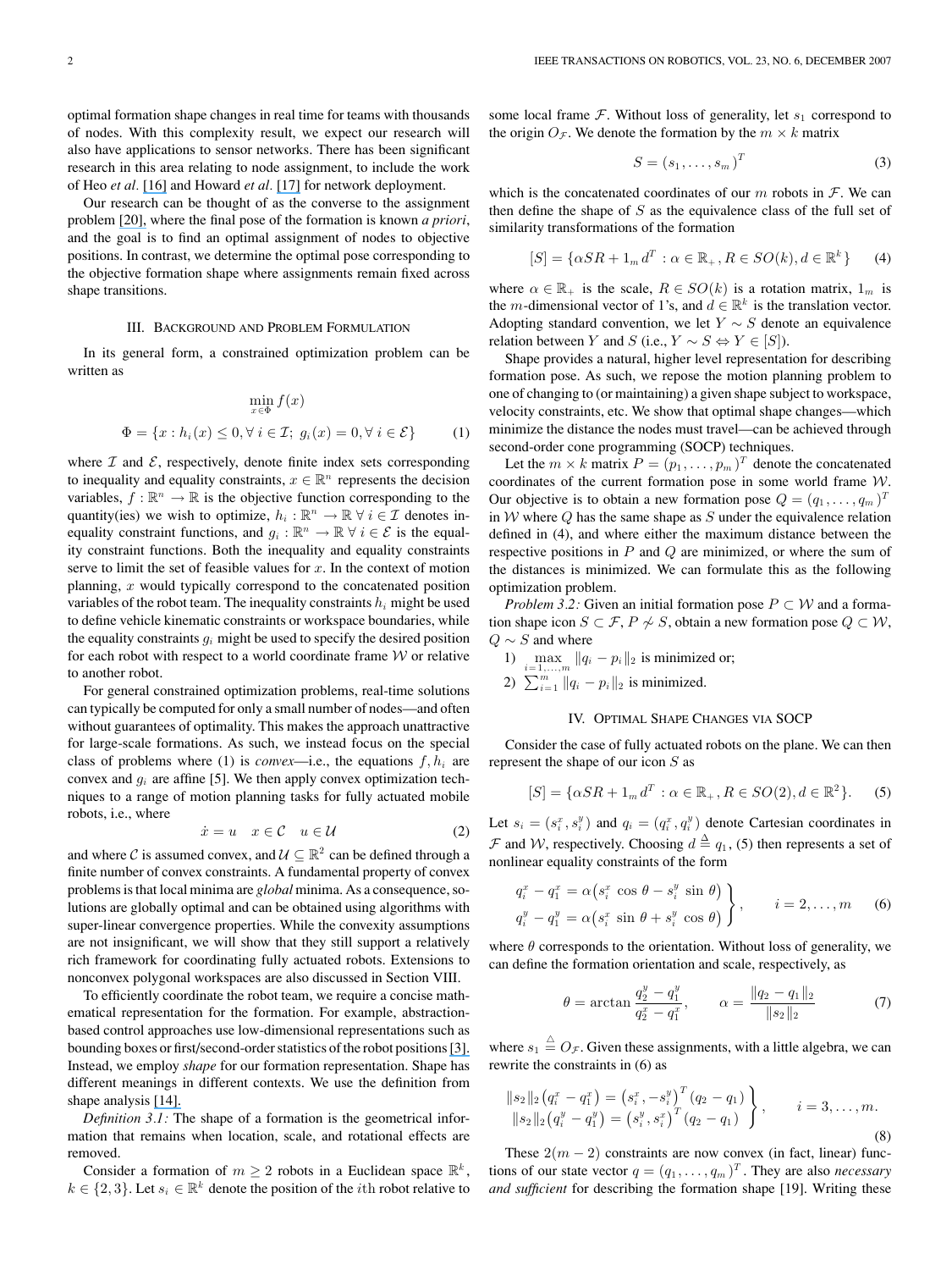optimal formation shape changes in real time for teams with thousands of nodes. With this complexity result, we expect our research will also have applications to sensor networks. There has been significant research in this area relating to node assignment, to include the work of Heo *et al.* [16] and Howard *et al.* [17] for network deployment.

Our research can be thought of as the converse to the assignment problem [20], where the final pose of the formation is known *a priori*, and the goal is to find an optimal assignment of nodes to objective positions. In contrast, we determine the optimal pose corresponding to the objective formation shape where assignments remain fixed across shape transitions.

## III. Background and Problem Formulation

In its general form, a constrained optimization problem can be written as

$$\min_{x \in \Phi} f(x)$$
$$\Phi = \{x : h_i(x) \leq 0, \forall\, i \in \mathcal{I};\; g_i(x) = 0, \forall\, i \in \mathcal{E}\} \tag{1}$$

where $\mathcal{I}$ and $\mathcal{E}$, respectively, denote finite index sets corresponding to inequality and equality constraints, $x \in \mathbb{R}^n$ represents the decision variables, $f : \mathbb{R}^n \to \mathbb{R}$ is the objective function corresponding to the quantity(ies) we wish to optimize, $h_i : \mathbb{R}^n \to \mathbb{R}\ \forall\, i \in \mathcal{I}$ denotes inequality constraint functions, and $g_i : \mathbb{R}^n \to \mathbb{R}\ \forall\, i \in \mathcal{E}$ is the equality constraint functions. Both the inequality and equality constraints serve to limit the set of feasible values for $x$. In the context of motion planning, $x$ would typically correspond to the concatenated position variables of the robot team. The inequality constraints $h_i$ might be used to define vehicle kinematic constraints or workspace boundaries, while the equality constraints $g_i$ might be used to specify the desired position for each robot with respect to a world coordinate frame $\mathcal{W}$ or relative to another robot.

For general constrained optimization problems, real-time solutions can typically be computed for only a small number of nodes—and often without guarantees of optimality. This makes the approach unattractive for large-scale formations. As such, we instead focus on the special class of problems where (1) is *convex*—i.e., the equations $f, h_i$ are convex and $g_i$ are affine [5]. We then apply convex optimization techniques to a range of motion planning tasks for fully actuated mobile robots, i.e., where

$$\dot{x} = u \quad x \in \mathcal{C} \quad u \in \mathcal{U} \tag{2}$$

and where $\mathcal{C}$ is assumed convex, and $\mathcal{U} \subseteq \mathbb{R}^2$ can be defined through a finite number of convex constraints. A fundamental property of convex problems is that local minima are *global* minima. As a consequence, solutions are globally optimal and can be obtained using algorithms with super-linear convergence properties. While the convexity assumptions are not insignificant, we will show that they still support a relatively rich framework for coordinating fully actuated robots. Extensions to nonconvex polygonal workspaces are also discussed in Section VIII.

To efficiently coordinate the robot team, we require a concise mathematical representation for the formation. For example, abstraction-based control approaches use low-dimensional representations such as bounding boxes or first/second-order statistics of the robot positions [3]. Instead, we employ *shape* for our formation representation. Shape has different meanings in different contexts. We use the definition from shape analysis [14].

*Definition 3.1:* The shape of a formation is the geometrical information that remains when location, scale, and rotational effects are removed.

Consider a formation of $m \geq 2$ robots in a Euclidean space $\mathbb{R}^k$, $k \in \{2, 3\}$. Let $s_i \in \mathbb{R}^k$ denote the position of the $i$th robot relative to some local frame $\mathcal{F}$. Without loss of generality, let $s_1$ correspond to the origin $O_{\mathcal{F}}$. We denote the formation by the $m \times k$ matrix

$$S = (s_1, \ldots, s_m)^T \tag{3}$$

which is the concatenated coordinates of our $m$ robots in $\mathcal{F}$. We can then define the shape of $S$ as the equivalence class of the full set of similarity transformations of the formation

$$[S] = \{\alpha S R + 1_m d^T : \alpha \in \mathbb{R}_+, R \in SO(k), d \in \mathbb{R}^k\} \tag{4}$$

where $\alpha \in \mathbb{R}_+$ is the scale, $R \in SO(k)$ is a rotation matrix, $1_m$ is the $m$-dimensional vector of 1's, and $d \in \mathbb{R}^k$ is the translation vector. Adopting standard convention, we let $Y \sim S$ denote an equivalence relation between $Y$ and $S$ (i.e., $Y \sim S \Leftrightarrow Y \in [S]$).

Shape provides a natural, higher level representation for describing formation pose. As such, we repose the motion planning problem to one of changing to (or maintaining) a given shape subject to workspace, velocity constraints, etc. We show that optimal shape changes—which minimize the distance the nodes must travel—can be achieved through second-order cone programming (SOCP) techniques.

Let the $m \times k$ matrix $P = (p_1, \ldots, p_m)^T$ denote the concatenated coordinates of the current formation pose in some world frame $\mathcal{W}$. Our objective is to obtain a new formation pose $Q = (q_1, \ldots, q_m)^T$ in $\mathcal{W}$ where $Q$ has the same shape as $S$ under the equivalence relation defined in (4), and where either the maximum distance between the respective positions in $P$ and $Q$ are minimized, or where the sum of the distances is minimized. We can formulate this as the following optimization problem.

*Problem 3.2:* Given an initial formation pose $P \subset \mathcal{W}$ and a formation shape icon $S \subset \mathcal{F}$, $P \not\sim S$, obtain a new formation pose $Q \subset \mathcal{W}$, $Q \sim S$ and where

1) $\max\limits_{i=1,\ldots,m} \|q_i - p_i\|_2$ is minimized or;
2) $\sum_{i=1}^{m} \|q_i - p_i\|_2$ is minimized.

## IV. Optimal Shape Changes via SOCP

Consider the case of fully actuated robots on the plane. We can then represent the shape of our icon $S$ as

$$[S] = \{\alpha S R + 1_m d^T : \alpha \in \mathbb{R}_+, R \in SO(2), d \in \mathbb{R}^2\}. \tag{5}$$

Let $s_i = (s_i^x, s_i^y)$ and $q_i = (q_i^x, q_i^y)$ denote Cartesian coordinates in $\mathcal{F}$ and $\mathcal{W}$, respectively. Choosing $d \triangleq q_1$, (5) then represents a set of nonlinear equality constraints of the form

$$\left.\begin{aligned} q_i^x - q_1^x &= \alpha\big(s_i^x \cos\theta - s_i^y \sin\theta\big) \\ q_i^y - q_1^y &= \alpha\big(s_i^x \sin\theta + s_i^y \cos\theta\big) \end{aligned}\right\}, \qquad i = 2, \ldots, m \tag{6}$$

where $\theta$ corresponds to the orientation. Without loss of generality, we can define the formation orientation and scale, respectively, as

$$\theta = \arctan\frac{q_2^y - q_1^y}{q_2^x - q_1^x}, \qquad \alpha = \frac{\|q_2 - q_1\|_2}{\|s_2\|_2} \tag{7}$$

where $s_1 \triangleq O_{\mathcal{F}}$. Given these assignments, with a little algebra, we can rewrite the constraints in (6) as

$$\left.\begin{aligned} \|s_2\|_2\big(q_i^x - q_1^x\big) &= \big(s_i^x, -s_i^y\big)^T(q_2 - q_1) \\ \|s_2\|_2\big(q_i^y - q_1^y\big) &= \big(s_i^y, s_i^x\big)^T(q_2 - q_1) \end{aligned}\right\}, \qquad i = 3, \ldots, m. \tag{8}$$

These $2(m-2)$ constraints are now convex (in fact, linear) functions of our state vector $q = (q_1, \ldots, q_m)^T$. They are also *necessary and sufficient* for describing the formation shape [19]. Writing these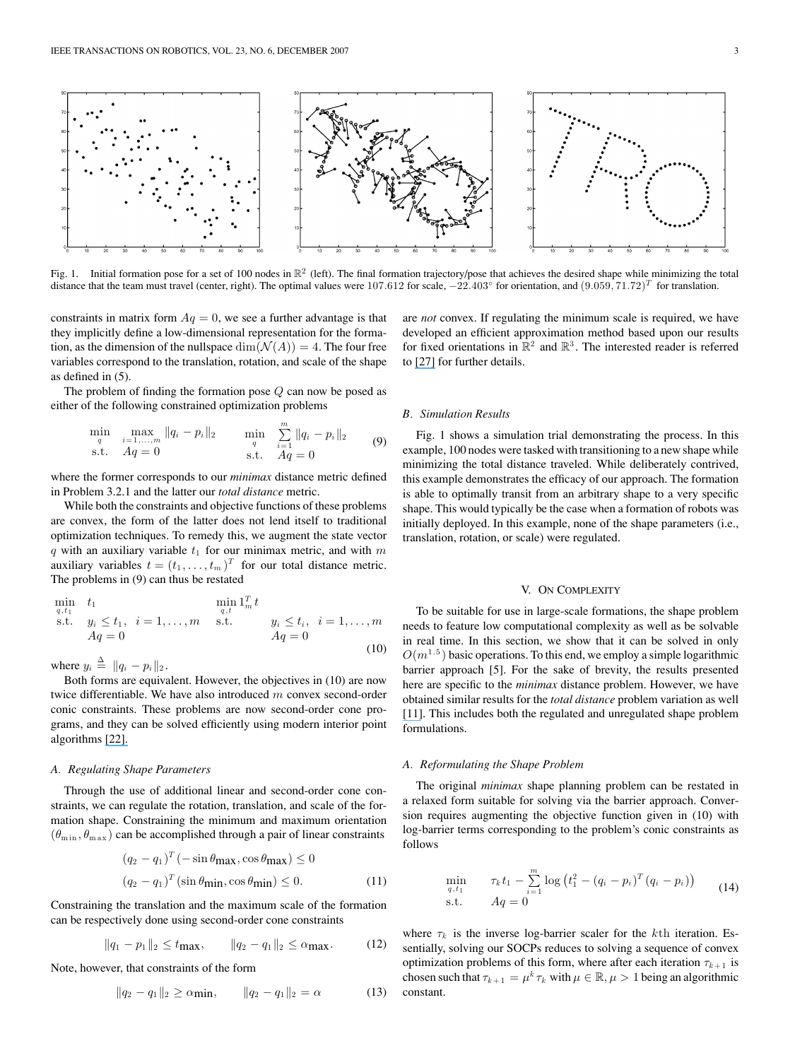Fig. 1. Initial formation pose for a set of 100 nodes in $\mathbb{R}^2$ (left). The final formation trajectory/pose that achieves the desired shape while minimizing the total distance that the team must travel (center, right). The optimal values were $107.612$ for scale, $-22.403^\circ$ for orientation, and $(9.059, 71.72)^T$ for translation.

constraints in matrix form $Aq = 0$, we see a further advantage is that they implicitly define a low-dimensional representation for the formation, as the dimension of the nullspace $\dim(\mathcal{N}(A)) = 4$. The four free variables correspond to the translation, rotation, and scale of the shape as defined in (5).

The problem of finding the formation pose $Q$ can now be posed as either of the following constrained optimization problems

$$\begin{array}{ll} \min\limits_{q} & \max\limits_{i=1,\ldots,m} \|q_i - p_i\|_2 \\ \text{s.t.} & Aq = 0 \end{array} \qquad \begin{array}{ll} \min\limits_{q} & \sum\limits_{i=1}^{m} \|q_i - p_i\|_2 \\ \text{s.t.} & Aq = 0 \end{array} \tag{9}$$

where the former corresponds to our *minimax* distance metric defined in Problem 3.2.1 and the latter our *total distance* metric.

While both the constraints and objective functions of these problems are convex, the form of the latter does not lend itself to traditional optimization techniques. To remedy this, we augment the state vector $q$ with an auxiliary variable $t_1$ for our minimax metric, and with $m$ auxiliary variables $t = (t_1, \ldots, t_m)^T$ for our total distance metric. The problems in (9) can thus be restated

$$\begin{array}{lll} \min\limits_{q,t_1} & t_1 & \\ \text{s.t.} & y_i \le t_1, & i = 1, \ldots, m \\ & Aq = 0 & \end{array} \qquad \begin{array}{lll} \min\limits_{q,t} & 1_m^T t & \\ \text{s.t.} & y_i \le t_i, & i = 1, \ldots, m \\ & Aq = 0 & \end{array} \tag{10}$$

where $y_i \stackrel{\Delta}{=} \|q_i - p_i\|_2$.

Both forms are equivalent. However, the objectives in (10) are now twice differentiable. We have also introduced $m$ convex second-order conic constraints. These problems are now second-order cone programs, and they can be solved efficiently using modern interior point algorithms [22].

### A. Regulating Shape Parameters

Through the use of additional linear and second-order cone constraints, we can regulate the rotation, translation, and scale of the formation shape. Constraining the minimum and maximum orientation $(\theta_{\min}, \theta_{\max})$ can be accomplished through a pair of linear constraints

$$\begin{aligned} (q_2 - q_1)^T (-\sin\theta_{\max}, \cos\theta_{\max}) &\le 0 \\ (q_2 - q_1)^T (\sin\theta_{\min}, \cos\theta_{\min}) &\le 0. \end{aligned} \tag{11}$$

Constraining the translation and the maximum scale of the formation can be respectively done using second-order cone constraints

$$\|q_1 - p_1\|_2 \le t_{\max}, \qquad \|q_2 - q_1\|_2 \le \alpha_{\max}. \tag{12}$$

Note, however, that constraints of the form

$$\|q_2 - q_1\|_2 \ge \alpha_{\min}, \qquad \|q_2 - q_1\|_2 = \alpha \tag{13}$$

are *not* convex. If regulating the minimum scale is required, we have developed an efficient approximation method based upon our results for fixed orientations in $\mathbb{R}^2$ and $\mathbb{R}^3$. The interested reader is referred to [27] for further details.

### B. Simulation Results

Fig. 1 shows a simulation trial demonstrating the process. In this example, 100 nodes were tasked with transitioning to a new shape while minimizing the total distance traveled. While deliberately contrived, this example demonstrates the efficacy of our approach. The formation is able to optimally transit from an arbitrary shape to a very specific shape. This would typically be the case when a formation of robots was initially deployed. In this example, none of the shape parameters (i.e., translation, rotation, or scale) were regulated.

## V. On Complexity

To be suitable for use in large-scale formations, the shape problem needs to feature low computational complexity as well as be solvable in real time. In this section, we show that it can be solved in only $O(m^{1.5})$ basic operations. To this end, we employ a simple logarithmic barrier approach [5]. For the sake of brevity, the results presented here are specific to the *minimax* distance problem. However, we have obtained similar results for the *total distance* problem variation as well [11]. This includes both the regulated and unregulated shape problem formulations.

### A. Reformulating the Shape Problem

The original *minimax* shape planning problem can be restated in a relaxed form suitable for solving via the barrier approach. Conversion requires augmenting the objective function given in (10) with log-barrier terms corresponding to the problem's conic constraints as follows

$$\begin{array}{ll} \min\limits_{q,t_1} & \tau_k t_1 - \sum\limits_{i=1}^{m} \log\left(t_1^2 - (q_i - p_i)^T (q_i - p_i)\right) \\ \text{s.t.} & Aq = 0 \end{array} \tag{14}$$

where $\tau_k$ is the inverse log-barrier scaler for the $k$th iteration. Essentially, solving our SOCPs reduces to solving a sequence of convex optimization problems of this form, where after each iteration $\tau_{k+1}$ is chosen such that $\tau_{k+1} = \mu^k \tau_k$ with $\mu \in \mathbb{R}, \mu > 1$ being an algorithmic constant.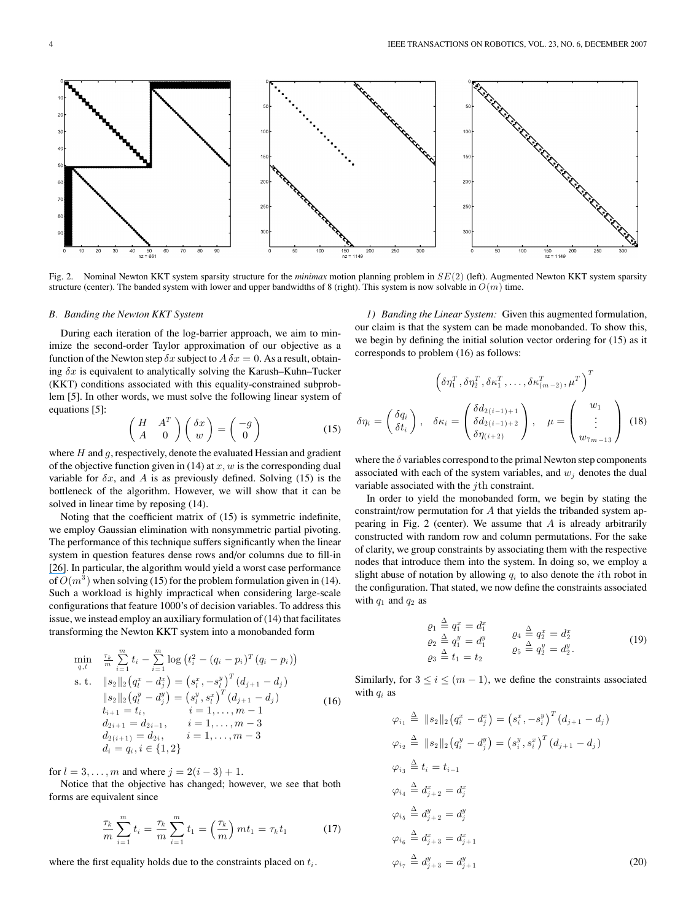Fig. 2. Nominal Newton KKT system sparsity structure for the *minimax* motion planning problem in $SE(2)$ (left). Augmented Newton KKT system sparsity structure (center). The banded system with lower and upper bandwidths of 8 (right). This system is now solvable in $O(m)$ time.

### B. Banding the Newton KKT System

During each iteration of the log-barrier approach, we aim to minimize the second-order Taylor approximation of our objective as a function of the Newton step $\delta x$ subject to $A\,\delta x = 0$. As a result, obtaining $\delta x$ is equivalent to analytically solving the Karush–Kuhn–Tucker (KKT) conditions associated with this equality-constrained subproblem [5]. In other words, we must solve the following linear system of equations [5]:

$$\begin{pmatrix} H & A^T \\ A & 0 \end{pmatrix} \begin{pmatrix} \delta x \\ w \end{pmatrix} = \begin{pmatrix} -g \\ 0 \end{pmatrix} \tag{15}$$

where $H$ and $g$, respectively, denote the evaluated Hessian and gradient of the objective function given in (14) at $x$, $w$ is the corresponding dual variable for $\delta x$, and $A$ is as previously defined. Solving (15) is the bottleneck of the algorithm. However, we will show that it can be solved in linear time by reposing (14).

Noting that the coefficient matrix of (15) is symmetric indefinite, we employ Gaussian elimination with nonsymmetric partial pivoting. The performance of this technique suffers significantly when the linear system in question features dense rows and/or columns due to fill-in [26]. In particular, the algorithm would yield a worst case performance of $O(m^3)$ when solving (15) for the problem formulation given in (14). Such a workload is highly impractical when considering large-scale configurations that feature 1000's of decision variables. To address this issue, we instead employ an auxiliary formulation of (14) that facilitates transforming the Newton KKT system into a monobanded form

$$\begin{aligned}
\min_{q,t}\quad & \frac{\tau_k}{m}\sum_{i=1}^{m} t_i - \sum_{i=1}^{m}\log\left(t_i^2 - (q_i - p_i)^T(q_i - p_i)\right) \\
\text{s. t.}\quad & \|s_2\|_2\left(q_l^x - d_j^x\right) = \left(s_l^x, -s_l^y\right)^T(d_{j+1} - d_j) \\
& \|s_2\|_2\left(q_l^y - d_j^y\right) = \left(s_l^y, s_l^x\right)^T(d_{j+1} - d_j) \\
& t_{i+1} = t_i, \qquad i = 1,\ldots,m-1 \\
& d_{2i+1} = d_{2i-1}, \qquad i = 1,\ldots,m-3 \\
& d_{2(i+1)} = d_{2i}, \qquad i = 1,\ldots,m-3 \\
& d_i = q_i, i \in \{1,2\}
\end{aligned} \tag{16}$$

for $l = 3,\ldots,m$ and where $j = 2(i-3)+1$.

Notice that the objective has changed; however, we see that both forms are equivalent since

$$\frac{\tau_k}{m}\sum_{i=1}^{m} t_i = \frac{\tau_k}{m}\sum_{i=1}^{m} t_1 = \left(\frac{\tau_k}{m}\right) m t_1 = \tau_k t_1 \tag{17}$$

where the first equality holds due to the constraints placed on $t_i$.

#### 1) Banding the Linear System:

Given this augmented formulation, our claim is that the system can be made monobanded. To show this, we begin by defining the initial solution vector ordering for (15) as it corresponds to problem (16) as follows:

$$\left(\delta\eta_1^T, \delta\eta_2^T, \delta\kappa_1^T, \ldots, \delta\kappa_{(m-2)}^T, \mu^T\right)^T$$

$$\delta\eta_i = \begin{pmatrix} \delta q_i \\ \delta t_i \end{pmatrix}, \quad \delta\kappa_i = \begin{pmatrix} \delta d_{2(i-1)+1} \\ \delta d_{2(i-1)+2} \\ \delta\eta_{(i+2)} \end{pmatrix}, \quad \mu = \begin{pmatrix} w_1 \\ \vdots \\ w_{7m-13} \end{pmatrix} \tag{18}$$

where the $\delta$ variables correspond to the primal Newton step components associated with each of the system variables, and $w_j$ denotes the dual variable associated with the $j$th constraint.

In order to yield the monobanded form, we begin by stating the constraint/row permutation for $A$ that yields the tribanded system appearing in Fig. 2 (center). We assume that $A$ is already arbitrarily constructed with random row and column permutations. For the sake of clarity, we group constraints by associating them with the respective nodes that introduce them into the system. In doing so, we employ a slight abuse of notation by allowing $q_i$ to also denote the $i$th robot in the configuration. That stated, we now define the constraints associated with $q_1$ and $q_2$ as

$$\begin{aligned}
\varrho_1 &\triangleq q_1^x = d_1^x & \qquad \varrho_4 &\triangleq q_2^x = d_2^x \\
\varrho_2 &\triangleq q_1^y = d_1^y & \qquad \varrho_5 &\triangleq q_2^y = d_2^y. \\
\varrho_3 &\triangleq t_1 = t_2 & &
\end{aligned} \tag{19}$$

Similarly, for $3 \le i \le (m-1)$, we define the constraints associated with $q_i$ as

$$\begin{aligned}
\varphi_{i_1} &\triangleq \|s_2\|_2\left(q_i^x - d_j^x\right) = \left(s_i^x, -s_i^y\right)^T(d_{j+1} - d_j) \\
\varphi_{i_2} &\triangleq \|s_2\|_2\left(q_i^y - d_j^y\right) = \left(s_i^y, s_i^x\right)^T(d_{j+1} - d_j) \\
\varphi_{i_3} &\triangleq t_i = t_{i-1} \\
\varphi_{i_4} &\triangleq d_{j+2}^x = d_j^x \\
\varphi_{i_5} &\triangleq d_{j+2}^y = d_j^y \\
\varphi_{i_6} &\triangleq d_{j+3}^x = d_{j+1}^x \\
\varphi_{i_7} &\triangleq d_{j+3}^y = d_{j+1}^y
\end{aligned} \tag{20}$$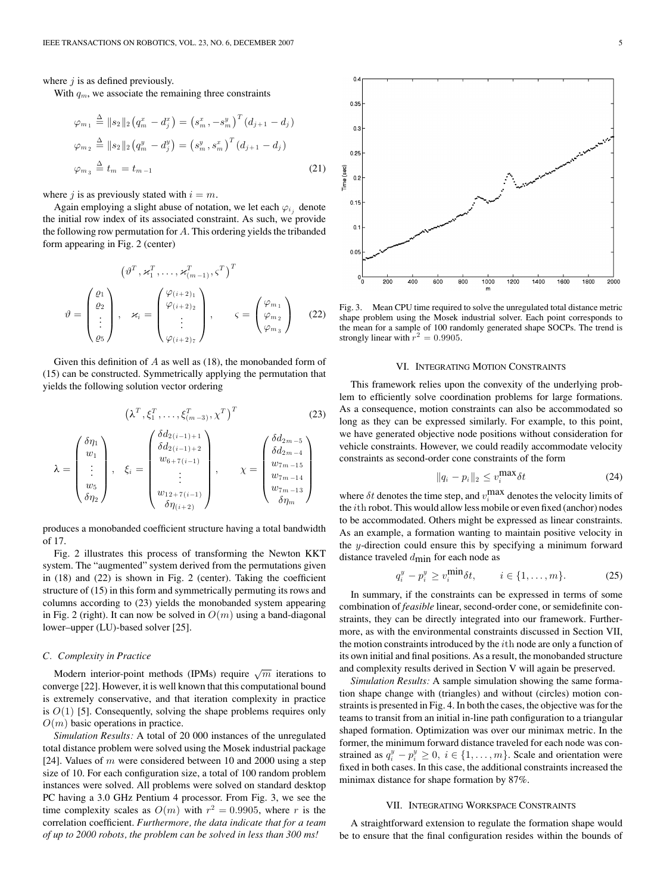where $j$ is as defined previously.

With $q_m$, we associate the remaining three constraints

$$\begin{aligned}
\varphi_{m_1} &\triangleq \|s_2\|_2 \left(q_m^x - d_j^x\right) = \left(s_m^x, -s_m^y\right)^T (d_{j+1} - d_j) \\
\varphi_{m_2} &\triangleq \|s_2\|_2 \left(q_m^y - d_j^y\right) = \left(s_m^y, s_m^x\right)^T (d_{j+1} - d_j) \\
\varphi_{m_3} &\triangleq t_m = t_{m-1}
\end{aligned} \tag{21}$$

where $j$ is as previously stated with $i = m$.

Again employing a slight abuse of notation, we let each $\varphi_{i_j}$ denote the initial row index of its associated constraint. As such, we provide the following row permutation for $A$. This ordering yields the tribanded form appearing in Fig. 2 (center)

$$\left(\vartheta^T, \varkappa_1^T, \ldots, \varkappa_{(m-1)}^T, \varsigma^T\right)^T$$

$$\vartheta = \begin{pmatrix} \varrho_1 \\ \varrho_2 \\ \vdots \\ \varrho_5 \end{pmatrix}, \quad \varkappa_i = \begin{pmatrix} \varphi_{(i+2)_1} \\ \varphi_{(i+2)_2} \\ \vdots \\ \varphi_{(i+2)_7} \end{pmatrix}, \qquad \varsigma = \begin{pmatrix} \varphi_{m_1} \\ \varphi_{m_2} \\ \varphi_{m_3} \end{pmatrix} \tag{22}$$

Given this definition of $A$ as well as (18), the monobanded form of (15) can be constructed. Symmetrically applying the permutation that yields the following solution vector ordering

$$\left(\lambda^T, \xi_1^T, \ldots, \xi_{(m-3)}^T, \chi^T\right)^T \tag{23}$$

$$\lambda = \begin{pmatrix} \delta\eta_1 \\ w_1 \\ \vdots \\ w_5 \\ \delta\eta_2 \end{pmatrix}, \quad \xi_i = \begin{pmatrix} \delta d_{2(i-1)+1} \\ \delta d_{2(i-1)+2} \\ w_{6+7(i-1)} \\ \vdots \\ w_{12+7(i-1)} \\ \delta\eta_{(i+2)} \end{pmatrix}, \qquad \chi = \begin{pmatrix} \delta d_{2m-5} \\ \delta d_{2m-4} \\ w_{7m-15} \\ w_{7m-14} \\ w_{7m-13} \\ \delta\eta_m \end{pmatrix}$$

produces a monobanded coefficient structure having a total bandwidth of 17.

Fig. 2 illustrates this process of transforming the Newton KKT system. The "augmented" system derived from the permutations given in (18) and (22) is shown in Fig. 2 (center). Taking the coefficient structure of (15) in this form and symmetrically permuting its rows and columns according to (23) yields the monobanded system appearing in Fig. 2 (right). It can now be solved in $O(m)$ using a band-diagonal lower–upper (LU)-based solver [25].

### C. Complexity in Practice

Modern interior-point methods (IPMs) require $\sqrt{m}$ iterations to converge [22]. However, it is well known that this computational bound is extremely conservative, and that iteration complexity in practice is $O(1)$ [5]. Consequently, solving the shape problems requires only $O(m)$ basic operations in practice.

*Simulation Results:* A total of 20 000 instances of the unregulated total distance problem were solved using the Mosek industrial package [24]. Values of $m$ were considered between 10 and 2000 using a step size of 10. For each configuration size, a total of 100 random problem instances were solved. All problems were solved on standard desktop PC having a 3.0 GHz Pentium 4 processor. From Fig. 3, we see the time complexity scales as $O(m)$ with $r^2 = 0.9905$, where $r$ is the correlation coefficient. *Furthermore, the data indicate that for a team of up to 2000 robots, the problem can be solved in less than 300 ms!*

Fig. 3. Mean CPU time required to solve the unregulated total distance metric shape problem using the Mosek industrial solver. Each point corresponds to the mean for a sample of 100 randomly generated shape SOCPs. The trend is strongly linear with $r^2 = 0.9905$.

## VI. Integrating Motion Constraints

This framework relies upon the convexity of the underlying problem to efficiently solve coordination problems for large formations. As a consequence, motion constraints can also be accommodated so long as they can be expressed similarly. For example, to this point, we have generated objective node positions without consideration for vehicle constraints. However, we could readily accommodate velocity constraints as second-order cone constraints of the form

$$\|q_i - p_i\|_2 \leq v_i^{\max} \delta t \tag{24}$$

where $\delta t$ denotes the time step, and $v_i^{\max}$ denotes the velocity limits of the $i$th robot. This would allow less mobile or even fixed (anchor) nodes to be accommodated. Others might be expressed as linear constraints. As an example, a formation wanting to maintain positive velocity in the $y$-direction could ensure this by specifying a minimum forward distance traveled $d_{\min}$ for each node as

$$q_i^y - p_i^y \geq v_i^{\min} \delta t, \qquad i \in \{1, \ldots, m\}. \tag{25}$$

In summary, if the constraints can be expressed in terms of some combination of *feasible* linear, second-order cone, or semidefinite constraints, they can be directly integrated into our framework. Furthermore, as with the environmental constraints discussed in Section VII, the motion constraints introduced by the $i$th node are only a function of its own initial and final positions. As a result, the monobanded structure and complexity results derived in Section V will again be preserved.

*Simulation Results:* A sample simulation showing the same formation shape change with (triangles) and without (circles) motion constraints is presented in Fig. 4. In both the cases, the objective was for the teams to transit from an initial in-line path configuration to a triangular shaped formation. Optimization was over our minimax metric. In the former, the minimum forward distance traveled for each node was constrained as $q_i^y - p_i^y \geq 0$, $i \in \{1, \ldots, m\}$. Scale and orientation were fixed in both cases. In this case, the additional constraints increased the minimax distance for shape formation by 87%.

## VII. Integrating Workspace Constraints

A straightforward extension to regulate the formation shape would be to ensure that the final configuration resides within the bounds of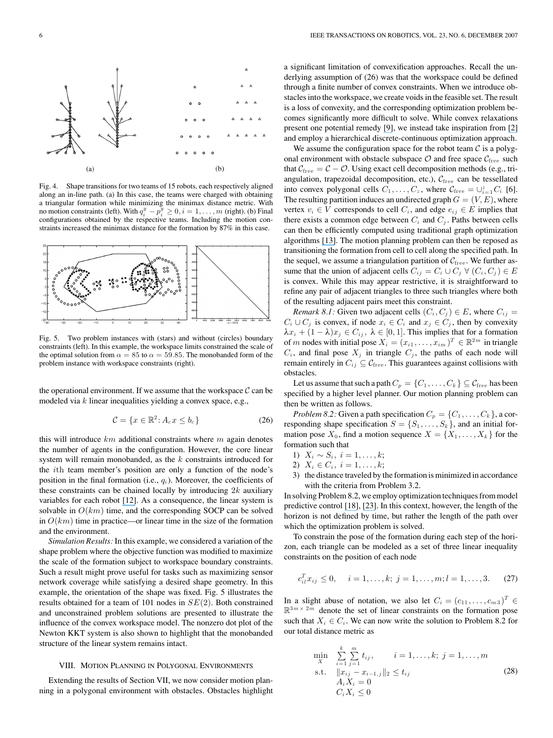Fig. 4. Shape transitions for two teams of 15 robots, each respectively aligned along an in-line path. (a) In this case, the teams were charged with obtaining a triangular formation while minimizing the minimax distance metric. With no motion constraints (left). With $q_i^y - p_i^y \geq 0, i = 1, \ldots, m$ (right). (b) Final configurations obtained by the respective teams. Including the motion constraints increased the minimax distance for the formation by 87% in this case.

Fig. 5. Two problem instances with (stars) and without (circles) boundary constraints (left). In this example, the workspace limits constrained the scale of the optimal solution from $\alpha = 85$ to $\alpha = 59.85$. The monobanded form of the problem instance with workspace constraints (right).

the operational environment. If we assume that the workspace $\mathcal{C}$ can be modeled via $k$ linear inequalities yielding a convex space, e.g.,

$$\mathcal{C} = \{x \in \mathbb{R}^2 \colon A_c x \leq b_c\} \tag{26}$$

this will introduce $km$ additional constraints where $m$ again denotes the number of agents in the configuration. However, the core linear system will remain monobanded, as the $k$ constraints introduced for the $i$th team member's position are only a function of the node's position in the final formation (i.e., $q_i$). Moreover, the coefficients of these constraints can be chained locally by introducing $2k$ auxiliary variables for each robot [12]. As a consequence, the linear system is solvable in $O(km)$ time, and the corresponding SOCP can be solved in $O(km)$ time in practice—or linear time in the size of the formation and the environment.

*Simulation Results:* In this example, we considered a variation of the shape problem where the objective function was modified to maximize the scale of the formation subject to workspace boundary constraints. Such a result might prove useful for tasks such as maximizing sensor network coverage while satisfying a desired shape geometry. In this example, the orientation of the shape was fixed. Fig. 5 illustrates the results obtained for a team of 101 nodes in $SE(2)$. Both constrained and unconstrained problem solutions are presented to illustrate the influence of the convex workspace model. The nonzero dot plot of the Newton KKT system is also shown to highlight that the monobanded structure of the linear system remains intact.

## VIII. Motion Planning in Polygonal Environments

Extending the results of Section VII, we now consider motion planning in a polygonal environment with obstacles. Obstacles highlight a significant limitation of convexification approaches. Recall the underlying assumption of (26) was that the workspace could be defined through a finite number of convex constraints. When we introduce obstacles into the workspace, we create voids in the feasible set. The result is a loss of convexity, and the corresponding optimization problem becomes significantly more difficult to solve. While convex relaxations present one potential remedy [9], we instead take inspiration from [2] and employ a hierarchical discrete-continuous optimization approach.

We assume the configuration space for the robot team $\mathcal{C}$ is a polygonal environment with obstacle subspace $\mathcal{O}$ and free space $\mathcal{C}_{\text{free}}$ such that $\mathcal{C}_{\text{free}} = \mathcal{C} - \mathcal{O}$. Using exact cell decomposition methods (e.g., triangulation, trapezoidal decomposition, etc.), $\mathcal{C}_{\text{free}}$ can be tessellated into convex polygonal cells $C_1, \ldots, C_z$, where $\mathcal{C}_{\text{free}} = \cup_{i=1}^{z} C_i$ [6]. The resulting partition induces an undirected graph $G = (V, E)$, where vertex $v_i \in V$ corresponds to cell $C_i$, and edge $e_{ij} \in E$ implies that there exists a common edge between $C_i$ and $C_j$. Paths between cells can then be efficiently computed using traditional graph optimization algorithms [13]. The motion planning problem can then be reposed as transitioning the formation from cell to cell along the specified path. In the sequel, we assume a triangulation partition of $\mathcal{C}_{\text{free}}$. We further assume that the union of adjacent cells $C_{ij} = C_i \cup C_j \ \forall \ (C_i, C_j) \in E$ is convex. While this may appear restrictive, it is straightforward to refine any pair of adjacent triangles to three such triangles where both of the resulting adjacent pairs meet this constraint.

*Remark 8.1:* Given two adjacent cells $(C_i, C_j) \in E$, where $C_{ij} = C_i \cup C_j$ is convex, if node $x_i \in C_i$ and $x_j \in C_j$, then by convexity $\lambda x_i + (1 - \lambda) x_j \in C_{ij}, \ \lambda \in [0, 1]$. This implies that for a formation of $m$ nodes with initial pose $X_i = (x_{i1}, \ldots, x_{im})^T \in \mathbb{R}^{2m}$ in triangle $C_i$, and final pose $X_j$ in triangle $C_j$, the paths of each node will remain entirely in $C_{ij} \subseteq \mathcal{C}_{\text{free}}$. This guarantees against collisions with obstacles.

Let us assume that such a path $C_p = \{C_1, \ldots, C_k\} \subseteq \mathcal{C}_{\text{free}}$ has been specified by a higher level planner. Our motion planning problem can then be written as follows.

*Problem 8.2:* Given a path specification $C_p = \{C_1, \ldots, C_k\}$, a corresponding shape specification $S = \{S_1, \ldots, S_k\}$, and an initial formation pose $X_0$, find a motion sequence $X = \{X_1, \ldots, X_k\}$ for the formation such that

1) $X_i \sim S_i, \ i = 1, \ldots, k$;
2) $X_i \in C_i, \ i = 1, \ldots, k$;
3) the distance traveled by the formation is minimized in accordance with the criteria from Problem 3.2.

In solving Problem 8.2, we employ optimization techniques from model predictive control [18], [23]. In this context, however, the length of the horizon is not defined by time, but rather the length of the path over which the optimization problem is solved.

To constrain the pose of the formation during each step of the horizon, each triangle can be modeled as a set of three linear inequality constraints on the position of each node

$$c_{il}^T x_{ij} \leq 0, \quad i = 1, \ldots, k; \ j = 1, \ldots, m; l = 1, \ldots, 3. \tag{27}$$

In a slight abuse of notation, we also let $C_i = (c_{11}, \ldots, c_{m3})^T \in \mathbb{R}^{3m \times 2m}$ denote the set of linear constraints on the formation pose such that $X_i \in C_i$. We can now write the solution to Problem 8.2 for our total distance metric as

$$\begin{array}{lll} \min\limits_{X} & \sum\limits_{i=1}^{k} \sum\limits_{j=1}^{m} t_{ij}, & i = 1, \ldots, k; \ j = 1, \ldots, m \\ \text{s.t.} & \|x_{ij} - x_{i-1,j}\|_2 \leq t_{ij} & \\ & A_i X_i = 0 & \\ & C_i X_i \leq 0 & \end{array} \tag{28}$$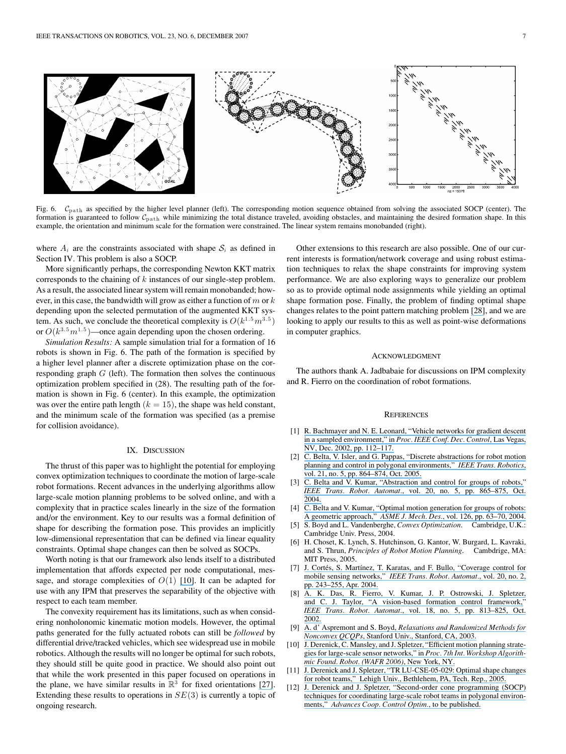GOAL

0
500
1000
1500
2000
2500
3000
3500
4000
0 500 1000 1500 2000 2500 3000 3500 4000
nz = 15376

Fig. 6. $\mathcal{C}_{\rm path}$ as specified by the higher level planner (left). The corresponding motion sequence obtained from solving the associated SOCP (center). The formation is guaranteed to follow $\mathcal{C}_{\rm path}$ while minimizing the total distance traveled, avoiding obstacles, and maintaining the desired formation shape. In this example, the orientation and minimum scale for the formation were constrained. The linear system remains monobanded (right).

where $A_i$ are the constraints associated with shape $\mathcal{S}_i$ as defined in Section IV. This problem is also a SOCP.

More significantly perhaps, the corresponding Newton KKT matrix corresponds to the chaining of $k$ instances of our single-step problem. As a result, the associated linear system will remain monobanded; however, in this case, the bandwidth will grow as either a function of $m$ or $k$ depending upon the selected permutation of the augmented KKT system. As such, we conclude the theoretical complexity is $O(k^{1.5}m^{3.5})$ or $O(k^{3.5}m^{1.5})$—once again depending upon the chosen ordering.

*Simulation Results:* A sample simulation trial for a formation of 16 robots is shown in Fig. 6. The path of the formation is specified by a higher level planner after a discrete optimization phase on the corresponding graph $G$ (left). The formation then solves the continuous optimization problem specified in (28). The resulting path of the formation is shown in Fig. 6 (center). In this example, the optimization was over the entire path length ($k = 15$), the shape was held constant, and the minimum scale of the formation was specified (as a premise for collision avoidance).

## IX. Discussion

The thrust of this paper was to highlight the potential for employing convex optimization techniques to coordinate the motion of large-scale robot formations. Recent advances in the underlying algorithms allow large-scale motion planning problems to be solved online, and with a complexity that in practice scales linearly in the size of the formation and/or the environment. Key to our results was a formal definition of shape for describing the formation pose. This provides an implicitly low-dimensional representation that can be defined via linear equality constraints. Optimal shape changes can then be solved as SOCPs.

Worth noting is that our framework also lends itself to a distributed implementation that affords expected per node computational, message, and storage complexities of $O(1)$ [10]. It can be adapted for use with any IPM that preserves the separability of the objective with respect to each team member.

The convexity requirement has its limitations, such as when considering nonholonomic kinematic motion models. However, the optimal paths generated for the fully actuated robots can still be *followed* by differential drive/tracked vehicles, which see widespread use in mobile robotics. Although the results will no longer be optimal for such robots, they should still be quite good in practice. We should also point out that while the work presented in this paper focused on operations in the plane, we have similar results in $\mathbb{R}^3$ for fixed orientations [27]. Extending these results to operations in $SE(3)$ is currently a topic of ongoing research.

Other extensions to this research are also possible. One of our current interests is formation/network coverage and using robust estimation techniques to relax the shape constraints for improving system performance. We are also exploring ways to generalize our problem so as to provide optimal node assignments while yielding an optimal shape formation pose. Finally, the problem of finding optimal shape changes relates to the point pattern matching problem [28], and we are looking to apply our results to this as well as point-wise deformations in computer graphics.

## Acknowledgment

The authors thank A. Jadbabaie for discussions on IPM complexity and R. Fierro on the coordination of robot formations.

## References

[1] R. Bachmayer and N. E. Leonard, "Vehicle networks for gradient descent in a sampled environment," in *Proc. IEEE Conf. Dec. Control*, Las Vegas, NV, Dec. 2002, pp. 112–117.

[2] C. Belta, V. Isler, and G. Pappas, "Discrete abstractions for robot motion planning and control in polygonal environments," *IEEE Trans. Robotics*, vol. 21, no. 5, pp. 864–874, Oct. 2005.

[3] C. Belta and V. Kumar, "Abstraction and control for groups of robots," *IEEE Trans. Robot. Automat.*, vol. 20, no. 5, pp. 865–875, Oct. 2004.

[4] C. Belta and V. Kumar, "Optimal motion generation for groups of robots: A geometric approach," *ASME J. Mech. Des.*, vol. 126, pp. 63–70, 2004.

[5] S. Boyd and L. Vandenberghe, *Convex Optimization*. Cambridge, U.K.: Cambridge Univ. Press, 2004.

[6] H. Choset, K. Lynch, S. Hutchinson, G. Kantor, W. Burgard, L. Kavraki, and S. Thrun, *Principles of Robot Motion Planning*. Cambdrige, MA: MIT Press, 2005.

[7] J. Cortés, S. Martínez, T. Karatas, and F. Bullo, "Coverage control for mobile sensing networks," *IEEE Trans. Robot. Automat.*, vol. 20, no. 2, pp. 243–255, Apr. 2004.

[8] A. K. Das, R. Fierro, V. Kumar, J. P. Ostrowski, J. Spletzer, and C. J. Taylor, "A vision-based formation control framework," *IEEE Trans. Robot. Automat.*, vol. 18, no. 5, pp. 813–825, Oct. 2002.

[9] A. d' Aspremont and S. Boyd, *Relaxations and Randomized Methods for Nonconvex QCQPs*, Stanford Univ., Stanford, CA, 2003.

[10] J. Derenick, C. Mansley, and J. Spletzer, "Efficient motion planning strategies for large-scale sensor networks," in *Proc. 7th Int. Workshop Algorithmic Found. Robot. (WAFR 2006)*, New York, NY.

[11] J. Derenick and J. Spletzer, "TR LU-CSE-05-029: Optimal shape changes for robot teams," Lehigh Univ., Bethlehem, PA, Tech. Rep., 2005.

[12] J. Derenick and J. Spletzer, "Second-order cone programming (SOCP) techniques for coordinating large-scale robot teams in polygonal environments," *Advances Coop. Control Optim.*, to be published.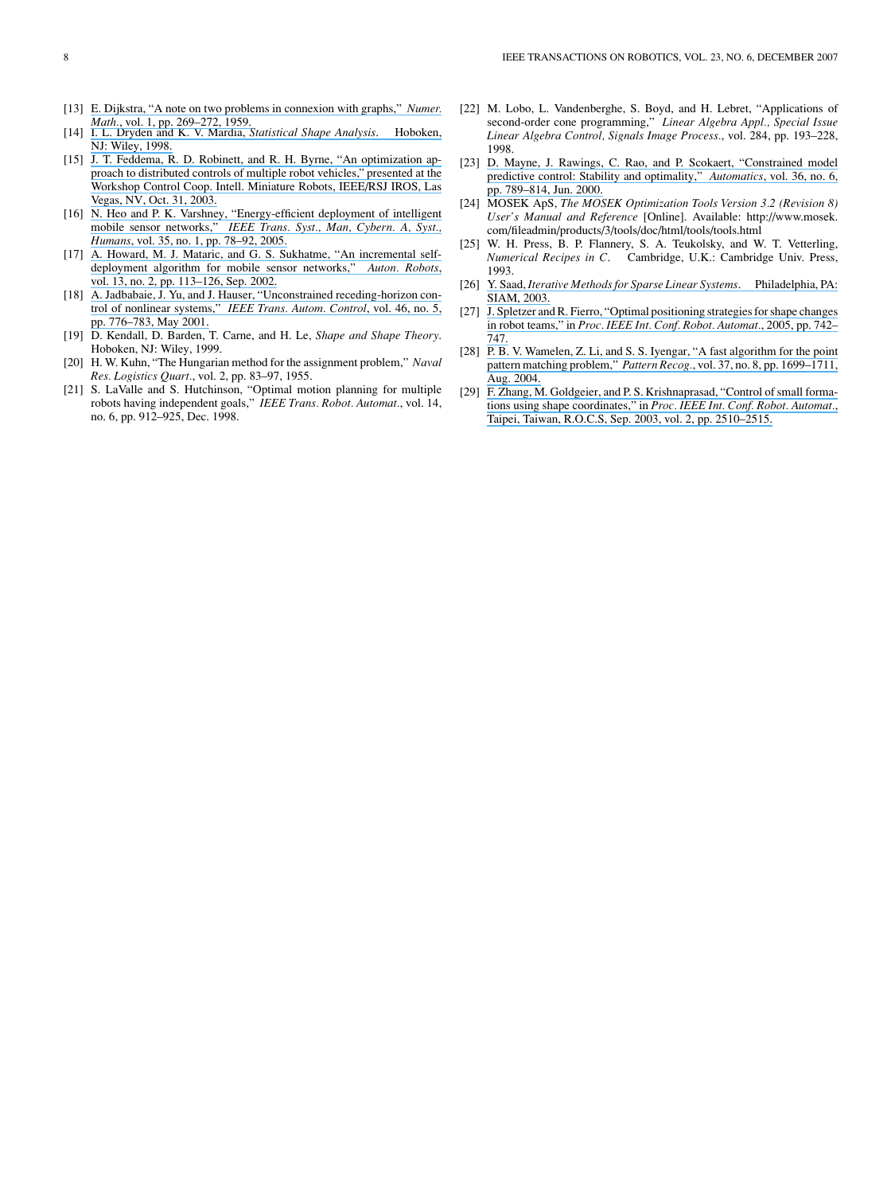[13] E. Dijkstra, "A note on two problems in connexion with graphs," *Numer. Math.*, vol. 1, pp. 269–272, 1959.

[14] I. L. Dryden and K. V. Mardia, *Statistical Shape Analysis*. Hoboken, NJ: Wiley, 1998.

[15] J. T. Feddema, R. D. Robinett, and R. H. Byrne, "An optimization approach to distributed controls of multiple robot vehicles," presented at the Workshop Control Coop. Intell. Miniature Robots, IEEE/RSJ IROS, Las Vegas, NV, Oct. 31, 2003.

[16] N. Heo and P. K. Varshney, "Energy-efficient deployment of intelligent mobile sensor networks," *IEEE Trans. Syst., Man, Cybern. A, Syst., Humans*, vol. 35, no. 1, pp. 78–92, 2005.

[17] A. Howard, M. J. Mataric, and G. S. Sukhatme, "An incremental self-deployment algorithm for mobile sensor networks," *Auton. Robots*, vol. 13, no. 2, pp. 113–126, Sep. 2002.

[18] A. Jadbabaie, J. Yu, and J. Hauser, "Unconstrained receding-horizon control of nonlinear systems," *IEEE Trans. Autom. Control*, vol. 46, no. 5, pp. 776–783, May 2001.

[19] D. Kendall, D. Barden, T. Carne, and H. Le, *Shape and Shape Theory*. Hoboken, NJ: Wiley, 1999.

[20] H. W. Kuhn, "The Hungarian method for the assignment problem," *Naval Res. Logistics Quart.*, vol. 2, pp. 83–97, 1955.

[21] S. LaValle and S. Hutchinson, "Optimal motion planning for multiple robots having independent goals," *IEEE Trans. Robot. Automat.*, vol. 14, no. 6, pp. 912–925, Dec. 1998.

[22] M. Lobo, L. Vandenberghe, S. Boyd, and H. Lebret, "Applications of second-order cone programming," *Linear Algebra Appl., Special Issue Linear Algebra Control, Signals Image Process.*, vol. 284, pp. 193–228, 1998.

[23] D. Mayne, J. Rawings, C. Rao, and P. Scokaert, "Constrained model predictive control: Stability and optimality," *Automatics*, vol. 36, no. 6, pp. 789–814, Jun. 2000.

[24] MOSEK ApS, *The MOSEK Optimization Tools Version 3.2 (Revision 8) User's Manual and Reference* [Online]. Available: http://www.mosek.com/fileadmin/products/3/tools/doc/html/tools/tools.html

[25] W. H. Press, B. P. Flannery, S. A. Teukolsky, and W. T. Vetterling, *Numerical Recipes in C*. Cambridge, U.K.: Cambridge Univ. Press, 1993.

[26] Y. Saad, *Iterative Methods for Sparse Linear Systems*. Philadelphia, PA: SIAM, 2003.

[27] J. Spletzer and R. Fierro, "Optimal positioning strategies for shape changes in robot teams," in *Proc. IEEE Int. Conf. Robot. Automat.*, 2005, pp. 742–747.

[28] P. B. V. Wamelen, Z. Li, and S. S. Iyengar, "A fast algorithm for the point pattern matching problem," *Pattern Recog.*, vol. 37, no. 8, pp. 1699–1711, Aug. 2004.

[29] F. Zhang, M. Goldgeier, and P. S. Krishnaprasad, "Control of small formations using shape coordinates," in *Proc. IEEE Int. Conf. Robot. Automat.*, Taipei, Taiwan, R.O.C.S, Sep. 2003, vol. 2, pp. 2510–2515.